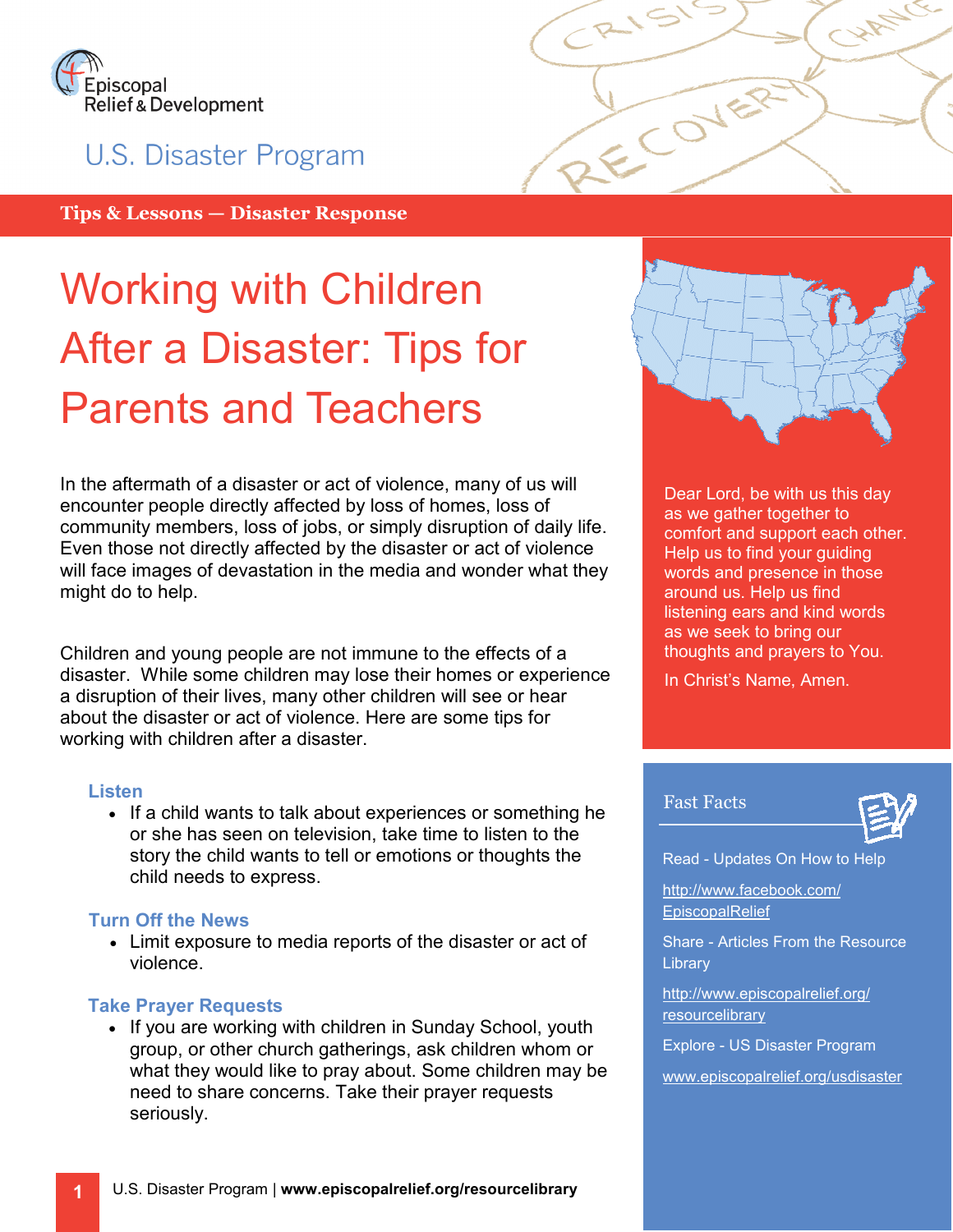Episcopal Relief & Development

U.S. Disaster Program

**Tips & Lessons — Disaster Response**

# Working with Children After a Disaster: Tips for Parents and Teachers

In the aftermath of a disaster or act of violence, many of us will encounter people directly affected by loss of homes, loss of community members, loss of jobs, or simply disruption of daily life. Even those not directly affected by the disaster or act of violence will face images of devastation in the media and wonder what they might do to help.

Children and young people are not immune to the effects of a disaster. While some children may lose their homes or experience a disruption of their lives, many other children will see or hear about the disaster or act of violence. Here are some tips for working with children after a disaster.

### Listen

- If a child wants to talk about experiences or something he or she has seen on television, take time to listen to the story the child wants to tell or emotions or thoughts the child needs to express.

### Turn Off the News

- Limit exposure to media reports of the disaster or act of violence.

### Take Prayer Requests

- If you are working with children in Sunday School, youth group, or other church gatherings, ask children whom or what they would like to pray about. Some children may be need to share concerns. Take their prayer requests seriously.

Dear Lord, be with us this day as we gather together to comfort and support each other. Help us to find your guiding words and presence in those around us. Help us find listening ears and kind words as we seek to bring our thoughts and prayers to You.

In Christ's Name, Amen.

## Fast Facts

Read - Updates On How to Help

http://www.facebook.com/EpiscopalRelief

Share - Articles From the Resource Library

http://www.episcopalrelief.org/resourcelibrary

Explore - US Disaster Program

www.episcopalrelief.org/usdisaster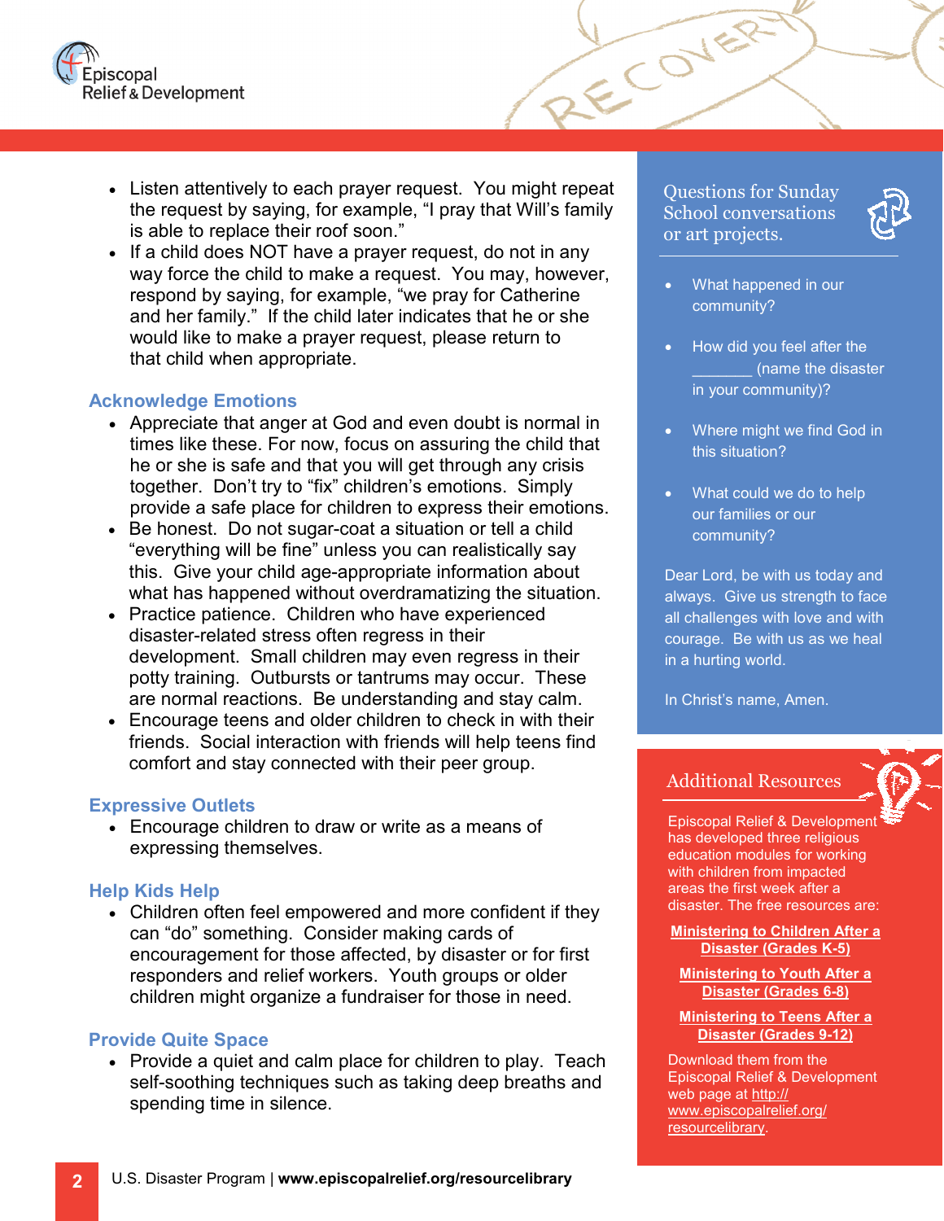- Listen attentively to each prayer request. You might repeat the request by saying, for example, "I pray that Will's family is able to replace their roof soon."
- If a child does NOT have a prayer request, do not in any way force the child to make a request. You may, however, respond by saying, for example, "we pray for Catherine and her family." If the child later indicates that he or she would like to make a prayer request, please return to that child when appropriate.

### Acknowledge Emotions

- Appreciate that anger at God and even doubt is normal in times like these. For now, focus on assuring the child that he or she is safe and that you will get through any crisis together. Don't try to "fix" children's emotions. Simply provide a safe place for children to express their emotions.
- Be honest. Do not sugar-coat a situation or tell a child "everything will be fine" unless you can realistically say this. Give your child age-appropriate information about what has happened without overdramatizing the situation.
- Practice patience. Children who have experienced disaster-related stress often regress in their development. Small children may even regress in their potty training. Outbursts or tantrums may occur. These are normal reactions. Be understanding and stay calm.
- Encourage teens and older children to check in with their friends. Social interaction with friends will help teens find comfort and stay connected with their peer group.

### Expressive Outlets

- Encourage children to draw or write as a means of expressing themselves.

### Help Kids Help

- Children often feel empowered and more confident if they can "do" something. Consider making cards of encouragement for those affected, by disaster or for first responders and relief workers. Youth groups or older children might organize a fundraiser for those in need.

### Provide Quite Space

- Provide a quiet and calm place for children to play. Teach self-soothing techniques such as taking deep breaths and spending time in silence.

## Questions for Sunday School conversations or art projects.

- What happened in our community?
- How did you feel after the _______ (name the disaster in your community)?
- Where might we find God in this situation?
- What could we do to help our families or our community?

Dear Lord, be with us today and always. Give us strength to face all challenges with love and with courage. Be with us as we heal in a hurting world.

In Christ's name, Amen.

## Additional Resources

Episcopal Relief & Development has developed three religious education modules for working with children from impacted areas the first week after a disaster. The free resources are:

**Ministering to Children After a Disaster (Grades K-5)**

**Ministering to Youth After a Disaster (Grades 6-8)**

**Ministering to Teens After a Disaster (Grades 9-12)**

Download them from the Episcopal Relief & Development web page at http://www.episcopalrelief.org/resourcelibrary.